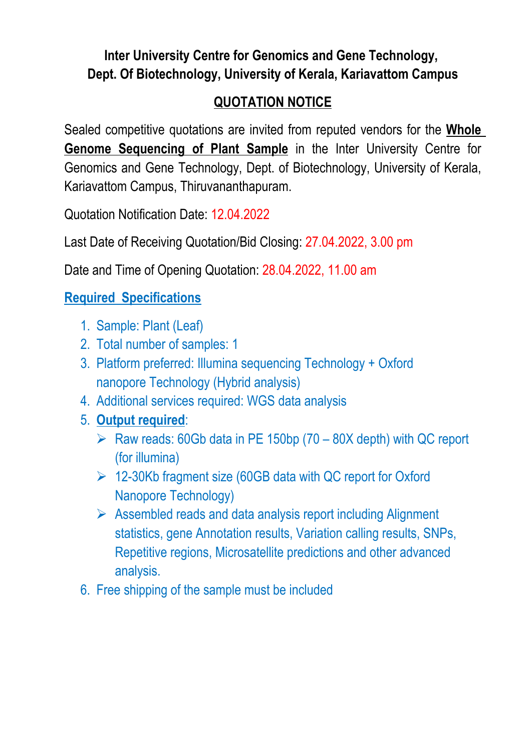# Inter University Centre for Genomics and Gene Technology, Dept. Of Biotechnology, University of Kerala, Kariavattom Campus

## QUOTATION NOTICE

Sealed competitive quotations are invited from reputed vendors for the **Whole Genome Sequencing of Plant Sample** in the Inter University Centre for Genomics and Gene Technology, Dept. of Biotechnology, University of Kerala, Kariavattom Campus, Thiruvananthapuram.

Quotation Notification Date: 12.04.2022

Last Date of Receiving Quotation/Bid Closing: 27.04.2022, 3.00 pm

Date and Time of Opening Quotation: 28.04.2022, 11.00 am

### Required Specifications

1. Sample: Plant (Leaf)
2. Total number of samples: 1
3. Platform preferred: Illumina sequencing Technology + Oxford nanopore Technology (Hybrid analysis)
4. Additional services required: WGS data analysis
5. **Output required**:
   - Raw reads: 60Gb data in PE 150bp (70 – 80X depth) with QC report (for illumina)
   - 12-30Kb fragment size (60GB data with QC report for Oxford Nanopore Technology)
   - Assembled reads and data analysis report including Alignment statistics, gene Annotation results, Variation calling results, SNPs, Repetitive regions, Microsatellite predictions and other advanced analysis.
6. Free shipping of the sample must be included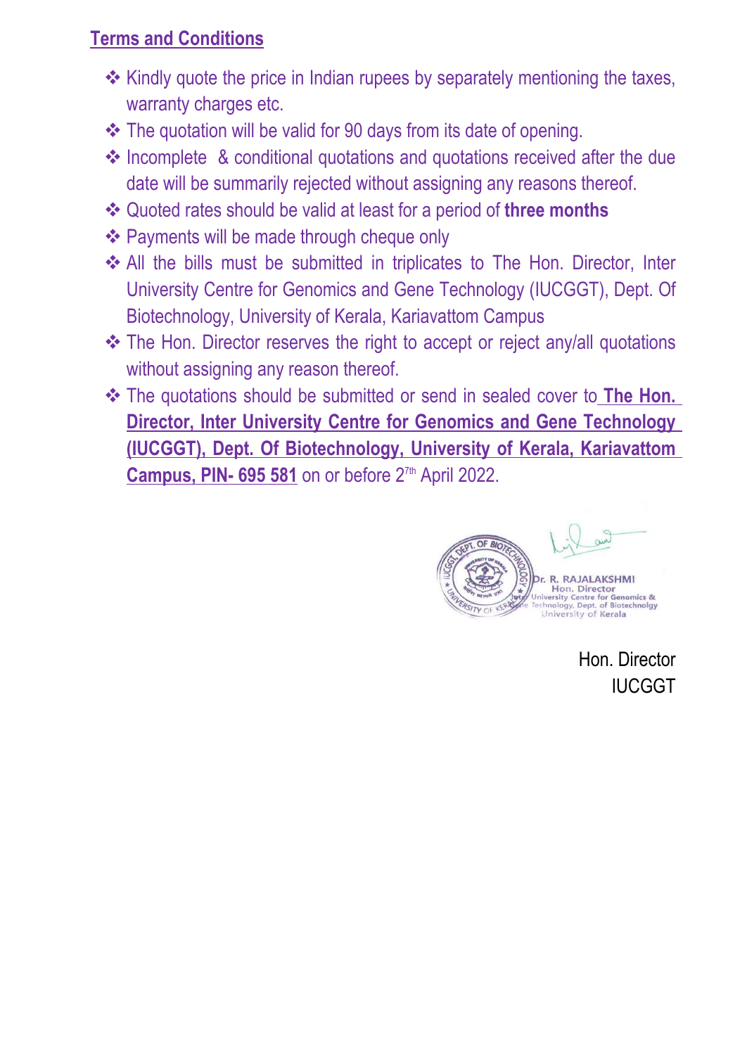## Terms and Conditions

- Kindly quote the price in Indian rupees by separately mentioning the taxes, warranty charges etc.
- The quotation will be valid for 90 days from its date of opening.
- Incomplete & conditional quotations and quotations received after the due date will be summarily rejected without assigning any reasons thereof.
- Quoted rates should be valid at least for a period of **three months**
- Payments will be made through cheque only
- All the bills must be submitted in triplicates to The Hon. Director, Inter University Centre for Genomics and Gene Technology (IUCGGT), Dept. Of Biotechnology, University of Kerala, Kariavattom Campus
- The Hon. Director reserves the right to accept or reject any/all quotations without assigning any reason thereof.
- The quotations should be submitted or send in sealed cover to **The Hon. Director, Inter University Centre for Genomics and Gene Technology (IUCGGT), Dept. Of Biotechnology, University of Kerala, Kariavattom Campus, PIN- 695 581** on or before 2th April 2022.

Dr. R. RAJALAKSHMI
Hon. Director
Inter University Centre for Genomics & Gene Technology, Dept. of Biotechnolgy
University of Kerala

Hon. Director
IUCGGT